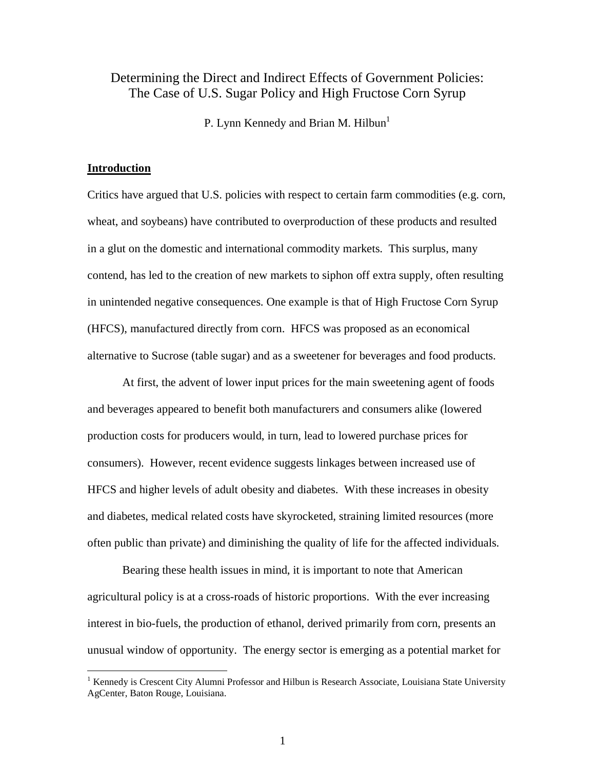# Determining the Direct and Indirect Effects of Government Policies: The Case of U.S. Sugar Policy and High Fructose Corn Syrup

P. Lynn Kennedy and Brian M. Hilbun[1]

## Introduction

Critics have argued that U.S. policies with respect to certain farm commodities (e.g. corn, wheat, and soybeans) have contributed to overproduction of these products and resulted in a glut on the domestic and international commodity markets. This surplus, many contend, has led to the creation of new markets to siphon off extra supply, often resulting in unintended negative consequences. One example is that of High Fructose Corn Syrup (HFCS), manufactured directly from corn. HFCS was proposed as an economical alternative to Sucrose (table sugar) and as a sweetener for beverages and food products.

At first, the advent of lower input prices for the main sweetening agent of foods and beverages appeared to benefit both manufacturers and consumers alike (lowered production costs for producers would, in turn, lead to lowered purchase prices for consumers). However, recent evidence suggests linkages between increased use of HFCS and higher levels of adult obesity and diabetes. With these increases in obesity and diabetes, medical related costs have skyrocketed, straining limited resources (more often public than private) and diminishing the quality of life for the affected individuals.

Bearing these health issues in mind, it is important to note that American agricultural policy is at a cross-roads of historic proportions. With the ever increasing interest in bio-fuels, the production of ethanol, derived primarily from corn, presents an unusual window of opportunity. The energy sector is emerging as a potential market for

[1] Kennedy is Crescent City Alumni Professor and Hilbun is Research Associate, Louisiana State University AgCenter, Baton Rouge, Louisiana.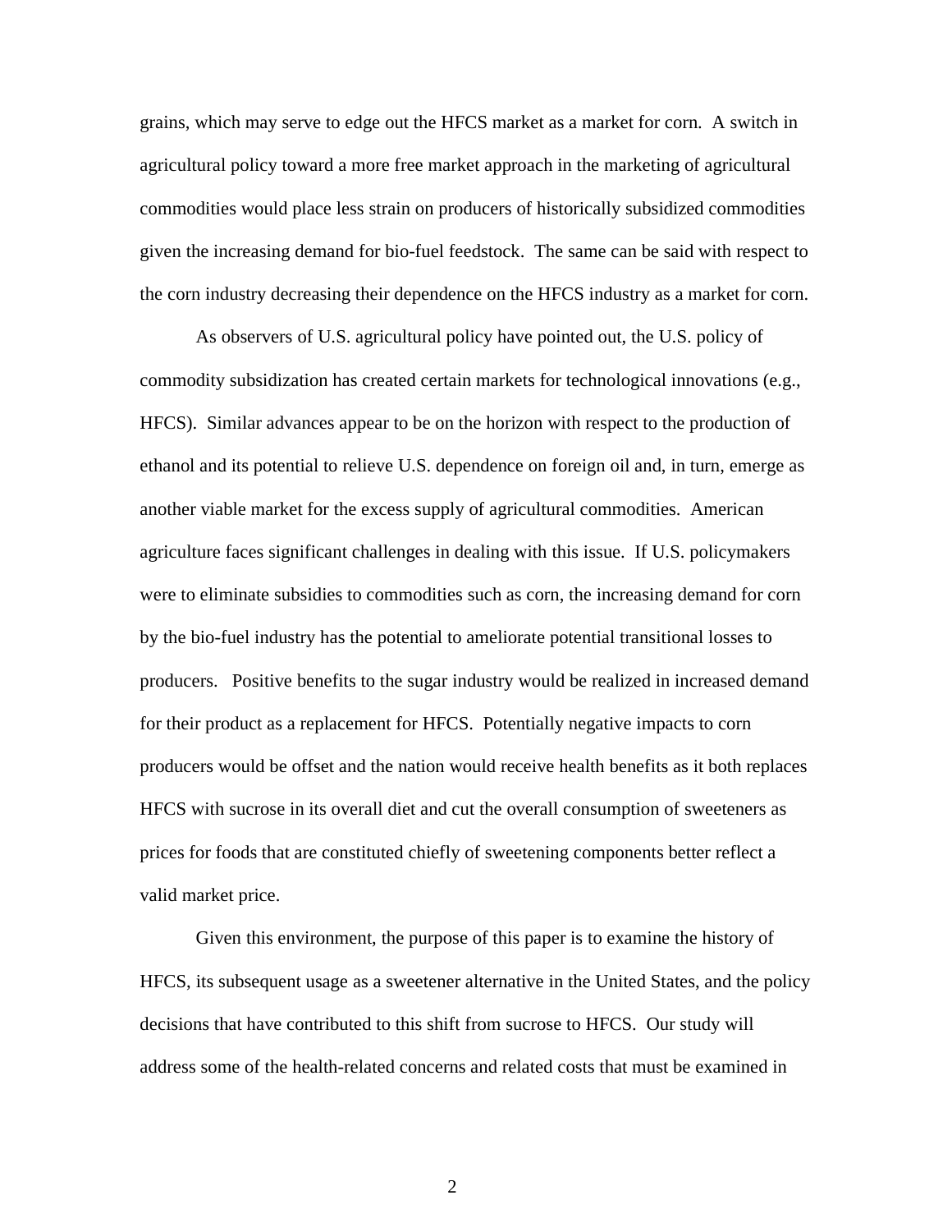grains, which may serve to edge out the HFCS market as a market for corn. A switch in agricultural policy toward a more free market approach in the marketing of agricultural commodities would place less strain on producers of historically subsidized commodities given the increasing demand for bio-fuel feedstock. The same can be said with respect to the corn industry decreasing their dependence on the HFCS industry as a market for corn.

As observers of U.S. agricultural policy have pointed out, the U.S. policy of commodity subsidization has created certain markets for technological innovations (e.g., HFCS). Similar advances appear to be on the horizon with respect to the production of ethanol and its potential to relieve U.S. dependence on foreign oil and, in turn, emerge as another viable market for the excess supply of agricultural commodities. American agriculture faces significant challenges in dealing with this issue. If U.S. policymakers were to eliminate subsidies to commodities such as corn, the increasing demand for corn by the bio-fuel industry has the potential to ameliorate potential transitional losses to producers. Positive benefits to the sugar industry would be realized in increased demand for their product as a replacement for HFCS. Potentially negative impacts to corn producers would be offset and the nation would receive health benefits as it both replaces HFCS with sucrose in its overall diet and cut the overall consumption of sweeteners as prices for foods that are constituted chiefly of sweetening components better reflect a valid market price.

Given this environment, the purpose of this paper is to examine the history of HFCS, its subsequent usage as a sweetener alternative in the United States, and the policy decisions that have contributed to this shift from sucrose to HFCS. Our study will address some of the health-related concerns and related costs that must be examined in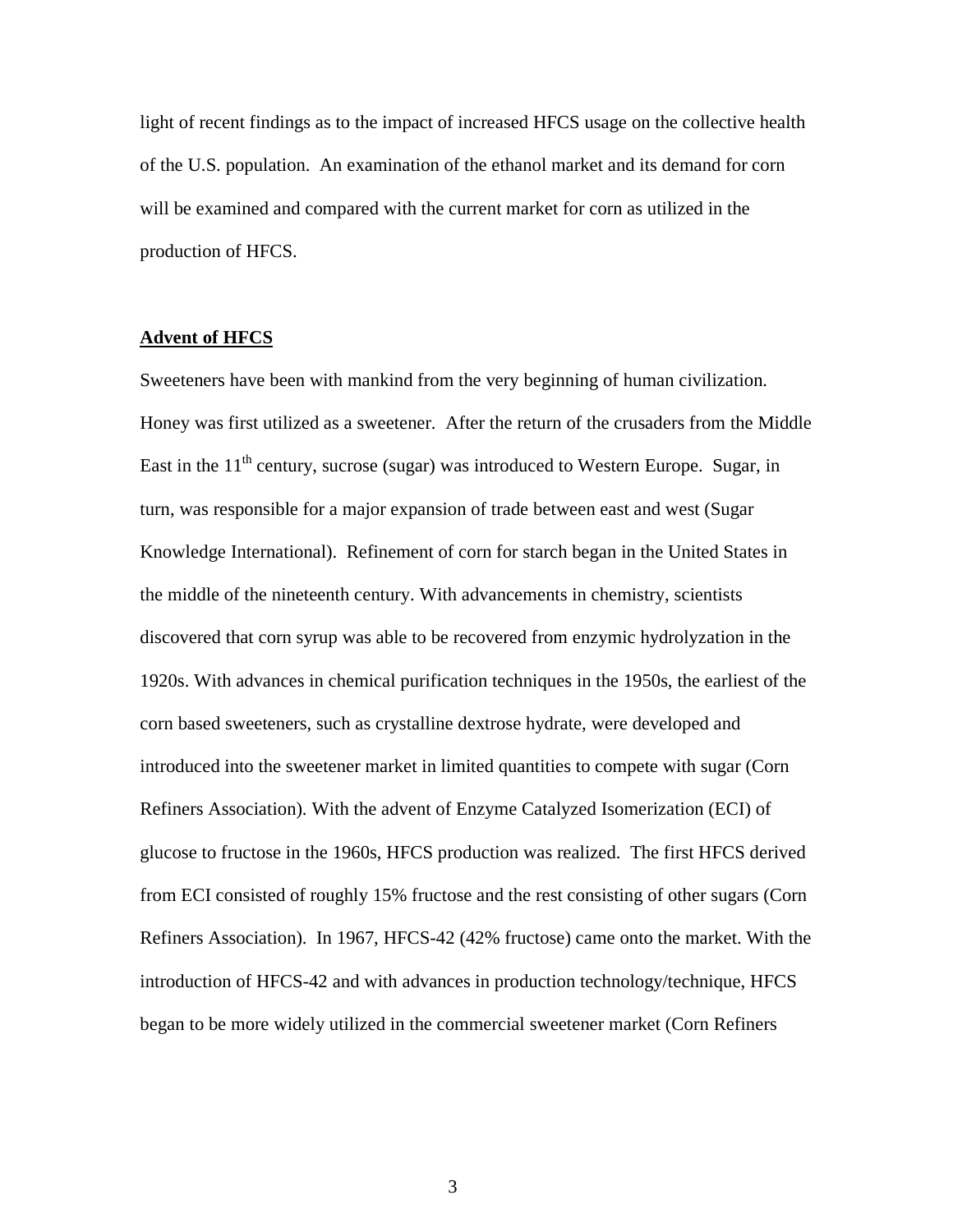light of recent findings as to the impact of increased HFCS usage on the collective health of the U.S. population. An examination of the ethanol market and its demand for corn will be examined and compared with the current market for corn as utilized in the production of HFCS.

## Advent of HFCS

Sweeteners have been with mankind from the very beginning of human civilization. Honey was first utilized as a sweetener. After the return of the crusaders from the Middle East in the 11th century, sucrose (sugar) was introduced to Western Europe. Sugar, in turn, was responsible for a major expansion of trade between east and west (Sugar Knowledge International). Refinement of corn for starch began in the United States in the middle of the nineteenth century. With advancements in chemistry, scientists discovered that corn syrup was able to be recovered from enzymic hydrolyzation in the 1920s. With advances in chemical purification techniques in the 1950s, the earliest of the corn based sweeteners, such as crystalline dextrose hydrate, were developed and introduced into the sweetener market in limited quantities to compete with sugar (Corn Refiners Association). With the advent of Enzyme Catalyzed Isomerization (ECI) of glucose to fructose in the 1960s, HFCS production was realized. The first HFCS derived from ECI consisted of roughly 15% fructose and the rest consisting of other sugars (Corn Refiners Association). In 1967, HFCS-42 (42% fructose) came onto the market. With the introduction of HFCS-42 and with advances in production technology/technique, HFCS began to be more widely utilized in the commercial sweetener market (Corn Refiners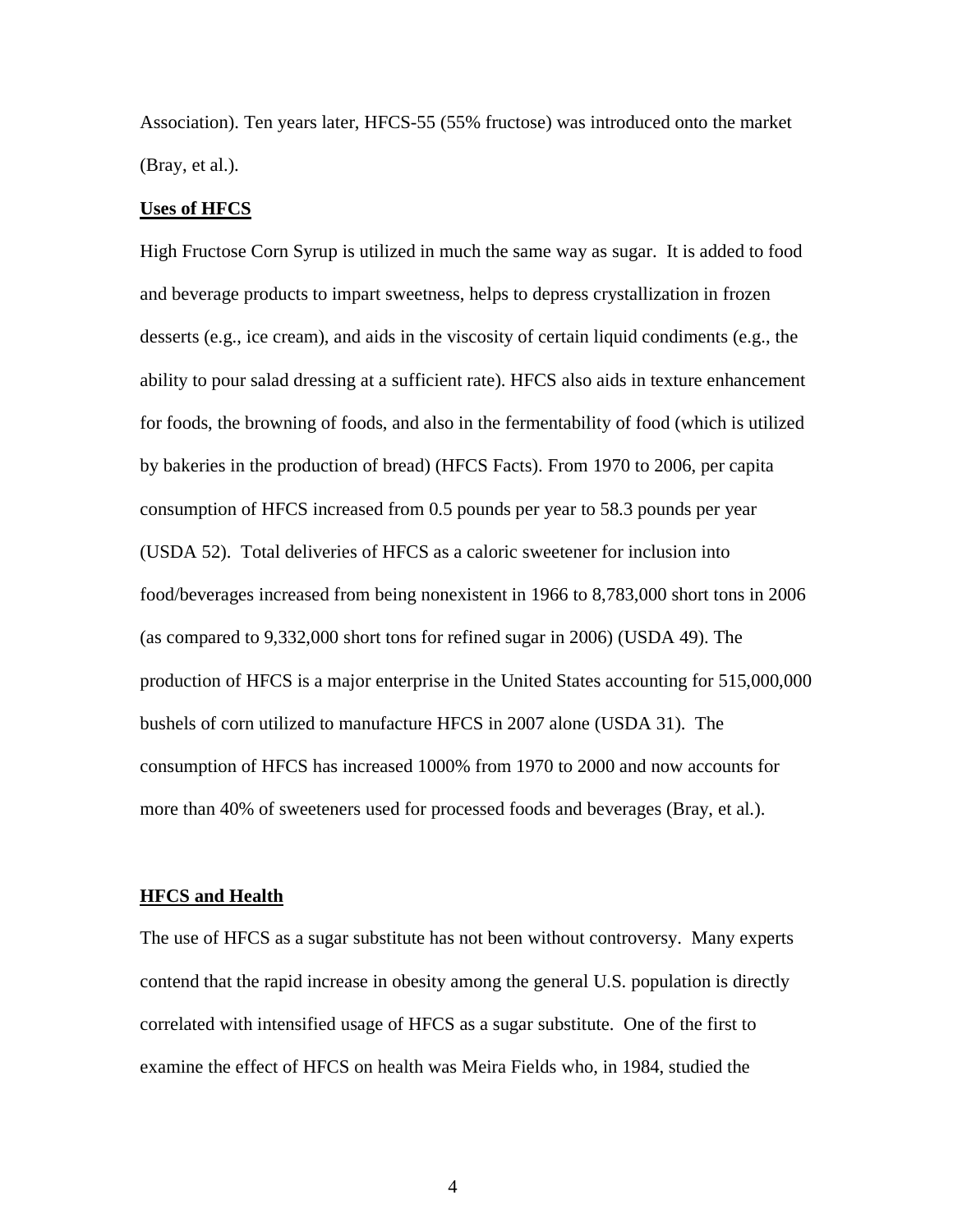Association). Ten years later, HFCS-55 (55% fructose) was introduced onto the market (Bray, et al.).

**Uses of HFCS**

High Fructose Corn Syrup is utilized in much the same way as sugar. It is added to food and beverage products to impart sweetness, helps to depress crystallization in frozen desserts (e.g., ice cream), and aids in the viscosity of certain liquid condiments (e.g., the ability to pour salad dressing at a sufficient rate). HFCS also aids in texture enhancement for foods, the browning of foods, and also in the fermentability of food (which is utilized by bakeries in the production of bread) (HFCS Facts). From 1970 to 2006, per capita consumption of HFCS increased from 0.5 pounds per year to 58.3 pounds per year (USDA 52). Total deliveries of HFCS as a caloric sweetener for inclusion into food/beverages increased from being nonexistent in 1966 to 8,783,000 short tons in 2006 (as compared to 9,332,000 short tons for refined sugar in 2006) (USDA 49). The production of HFCS is a major enterprise in the United States accounting for 515,000,000 bushels of corn utilized to manufacture HFCS in 2007 alone (USDA 31). The consumption of HFCS has increased 1000% from 1970 to 2000 and now accounts for more than 40% of sweeteners used for processed foods and beverages (Bray, et al.).

**HFCS and Health**

The use of HFCS as a sugar substitute has not been without controversy. Many experts contend that the rapid increase in obesity among the general U.S. population is directly correlated with intensified usage of HFCS as a sugar substitute. One of the first to examine the effect of HFCS on health was Meira Fields who, in 1984, studied the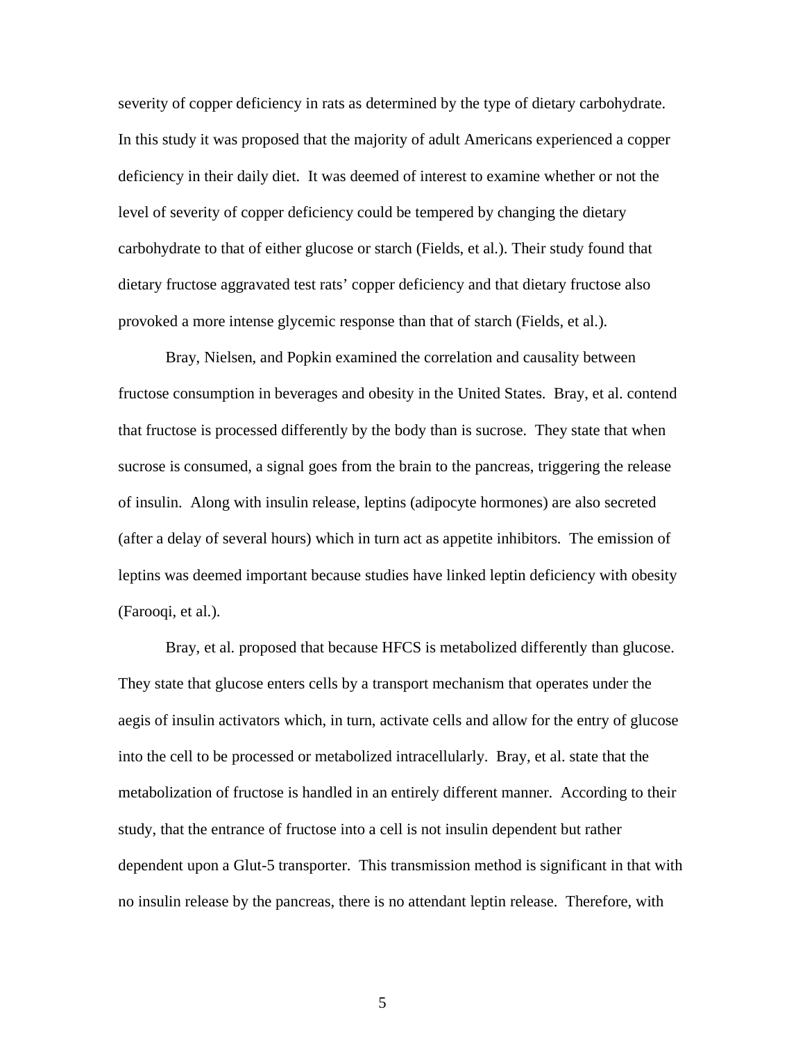severity of copper deficiency in rats as determined by the type of dietary carbohydrate. In this study it was proposed that the majority of adult Americans experienced a copper deficiency in their daily diet. It was deemed of interest to examine whether or not the level of severity of copper deficiency could be tempered by changing the dietary carbohydrate to that of either glucose or starch (Fields, et al.). Their study found that dietary fructose aggravated test rats' copper deficiency and that dietary fructose also provoked a more intense glycemic response than that of starch (Fields, et al.).

Bray, Nielsen, and Popkin examined the correlation and causality between fructose consumption in beverages and obesity in the United States. Bray, et al. contend that fructose is processed differently by the body than is sucrose. They state that when sucrose is consumed, a signal goes from the brain to the pancreas, triggering the release of insulin. Along with insulin release, leptins (adipocyte hormones) are also secreted (after a delay of several hours) which in turn act as appetite inhibitors. The emission of leptins was deemed important because studies have linked leptin deficiency with obesity (Farooqi, et al.).

Bray, et al. proposed that because HFCS is metabolized differently than glucose. They state that glucose enters cells by a transport mechanism that operates under the aegis of insulin activators which, in turn, activate cells and allow for the entry of glucose into the cell to be processed or metabolized intracellularly. Bray, et al. state that the metabolization of fructose is handled in an entirely different manner. According to their study, that the entrance of fructose into a cell is not insulin dependent but rather dependent upon a Glut-5 transporter. This transmission method is significant in that with no insulin release by the pancreas, there is no attendant leptin release. Therefore, with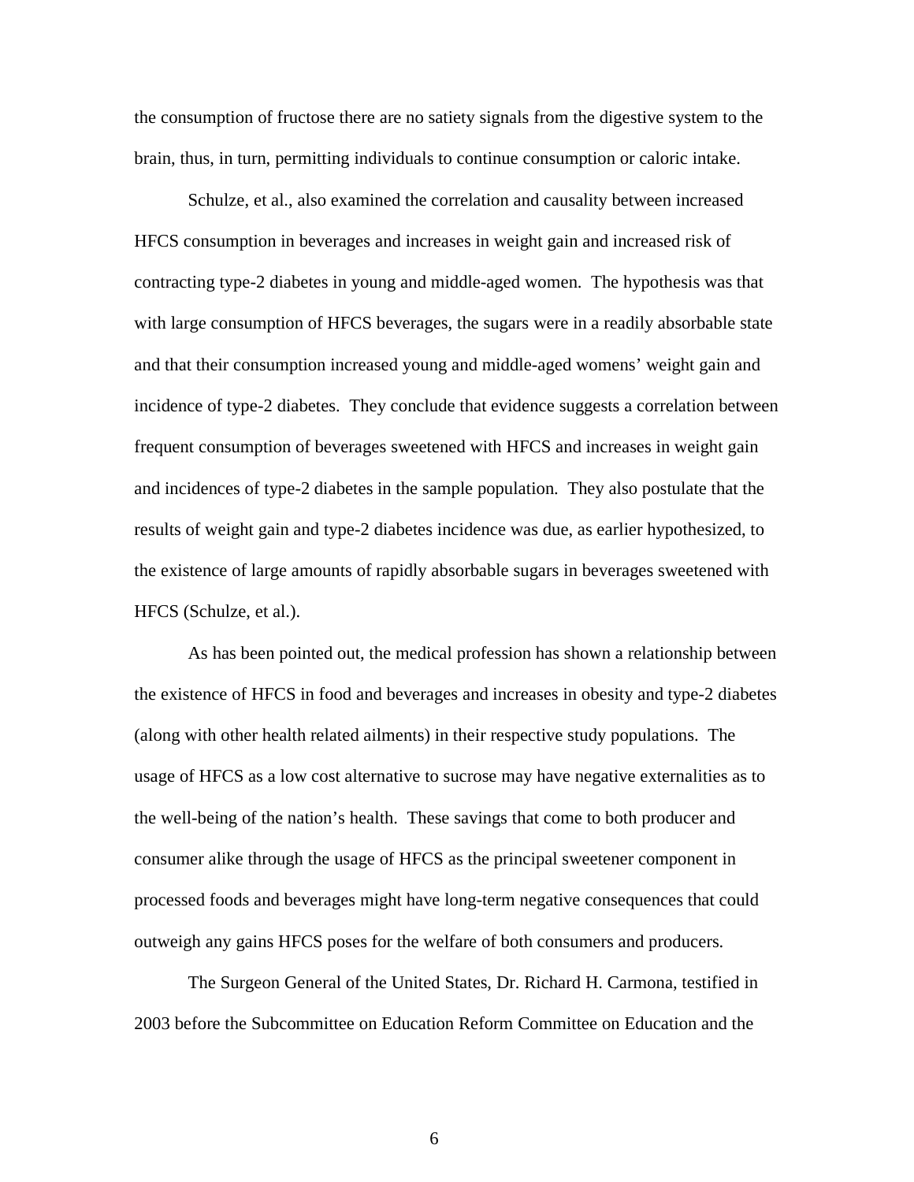the consumption of fructose there are no satiety signals from the digestive system to the brain, thus, in turn, permitting individuals to continue consumption or caloric intake.

Schulze, et al., also examined the correlation and causality between increased HFCS consumption in beverages and increases in weight gain and increased risk of contracting type-2 diabetes in young and middle-aged women. The hypothesis was that with large consumption of HFCS beverages, the sugars were in a readily absorbable state and that their consumption increased young and middle-aged womens' weight gain and incidence of type-2 diabetes. They conclude that evidence suggests a correlation between frequent consumption of beverages sweetened with HFCS and increases in weight gain and incidences of type-2 diabetes in the sample population. They also postulate that the results of weight gain and type-2 diabetes incidence was due, as earlier hypothesized, to the existence of large amounts of rapidly absorbable sugars in beverages sweetened with HFCS (Schulze, et al.).

As has been pointed out, the medical profession has shown a relationship between the existence of HFCS in food and beverages and increases in obesity and type-2 diabetes (along with other health related ailments) in their respective study populations. The usage of HFCS as a low cost alternative to sucrose may have negative externalities as to the well-being of the nation's health. These savings that come to both producer and consumer alike through the usage of HFCS as the principal sweetener component in processed foods and beverages might have long-term negative consequences that could outweigh any gains HFCS poses for the welfare of both consumers and producers.

The Surgeon General of the United States, Dr. Richard H. Carmona, testified in 2003 before the Subcommittee on Education Reform Committee on Education and the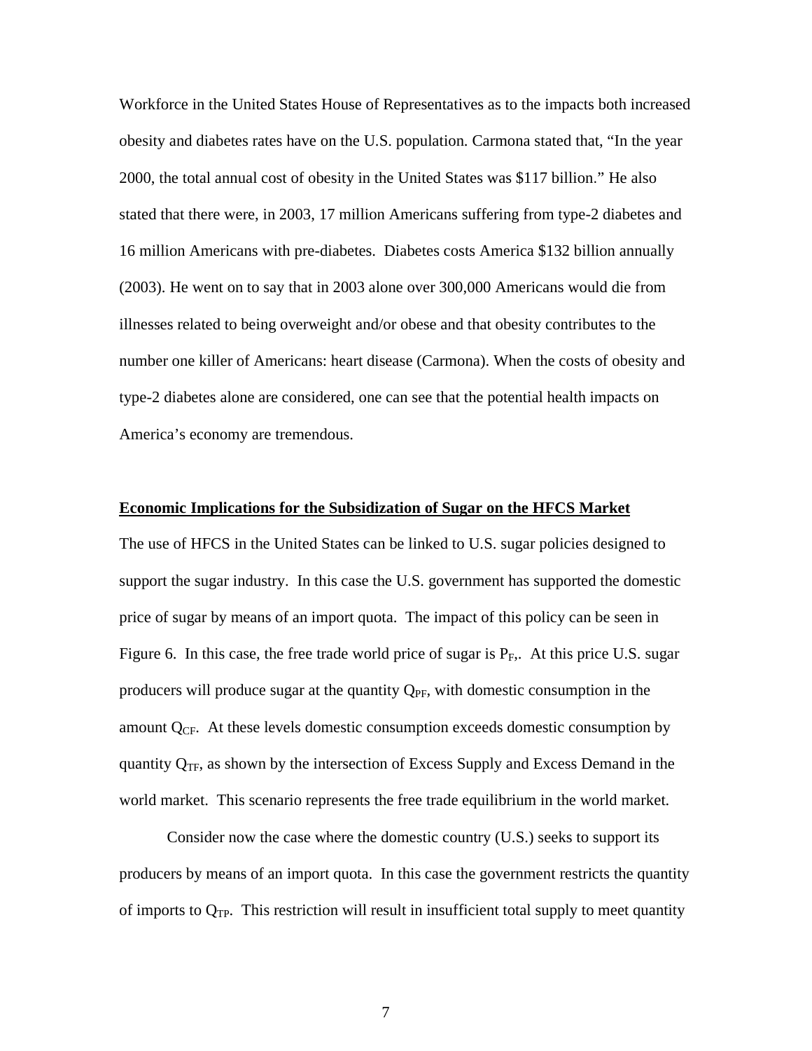Workforce in the United States House of Representatives as to the impacts both increased obesity and diabetes rates have on the U.S. population. Carmona stated that, "In the year 2000, the total annual cost of obesity in the United States was $117 billion." He also stated that there were, in 2003, 17 million Americans suffering from type-2 diabetes and 16 million Americans with pre-diabetes. Diabetes costs America $132 billion annually (2003). He went on to say that in 2003 alone over 300,000 Americans would die from illnesses related to being overweight and/or obese and that obesity contributes to the number one killer of Americans: heart disease (Carmona). When the costs of obesity and type-2 diabetes alone are considered, one can see that the potential health impacts on America's economy are tremendous.

**Economic Implications for the Subsidization of Sugar on the HFCS Market**

The use of HFCS in the United States can be linked to U.S. sugar policies designed to support the sugar industry. In this case the U.S. government has supported the domestic price of sugar by means of an import quota. The impact of this policy can be seen in Figure 6. In this case, the free trade world price of sugar is $P_F$,. At this price U.S. sugar producers will produce sugar at the quantity $Q_{PF}$, with domestic consumption in the amount $Q_{CF}$. At these levels domestic consumption exceeds domestic consumption by quantity $Q_{TF}$, as shown by the intersection of Excess Supply and Excess Demand in the world market. This scenario represents the free trade equilibrium in the world market.

Consider now the case where the domestic country (U.S.) seeks to support its producers by means of an import quota. In this case the government restricts the quantity of imports to $Q_{TP}$. This restriction will result in insufficient total supply to meet quantity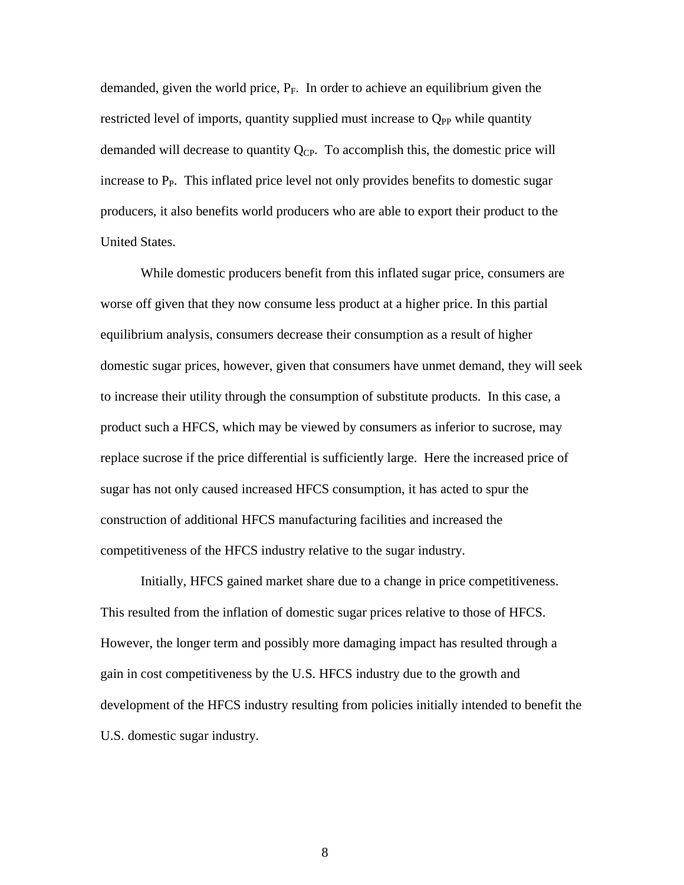demanded, given the world price, $P_F$. In order to achieve an equilibrium given the restricted level of imports, quantity supplied must increase to $Q_{PP}$ while quantity demanded will decrease to quantity $Q_{CP}$. To accomplish this, the domestic price will increase to $P_P$. This inflated price level not only provides benefits to domestic sugar producers, it also benefits world producers who are able to export their product to the United States.

While domestic producers benefit from this inflated sugar price, consumers are worse off given that they now consume less product at a higher price. In this partial equilibrium analysis, consumers decrease their consumption as a result of higher domestic sugar prices, however, given that consumers have unmet demand, they will seek to increase their utility through the consumption of substitute products. In this case, a product such a HFCS, which may be viewed by consumers as inferior to sucrose, may replace sucrose if the price differential is sufficiently large. Here the increased price of sugar has not only caused increased HFCS consumption, it has acted to spur the construction of additional HFCS manufacturing facilities and increased the competitiveness of the HFCS industry relative to the sugar industry.

Initially, HFCS gained market share due to a change in price competitiveness. This resulted from the inflation of domestic sugar prices relative to those of HFCS. However, the longer term and possibly more damaging impact has resulted through a gain in cost competitiveness by the U.S. HFCS industry due to the growth and development of the HFCS industry resulting from policies initially intended to benefit the U.S. domestic sugar industry.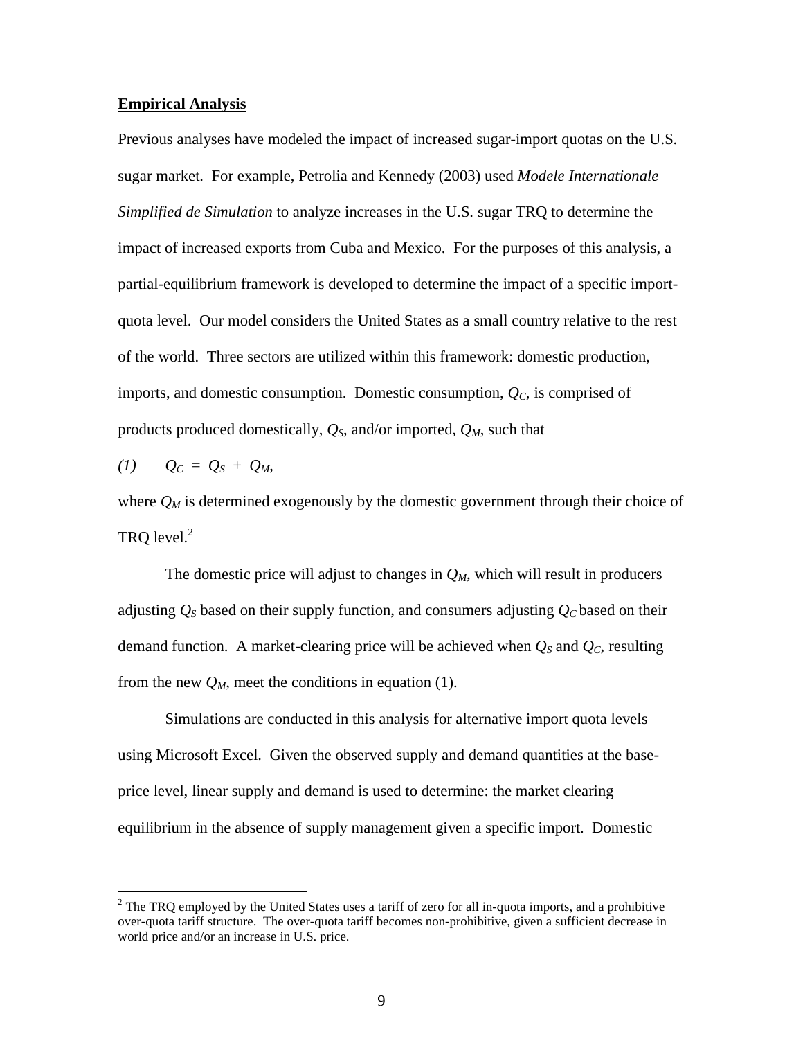**Empirical Analysis**

Previous analyses have modeled the impact of increased sugar-import quotas on the U.S. sugar market. For example, Petrolia and Kennedy (2003) used *Modele Internationale Simplified de Simulation* to analyze increases in the U.S. sugar TRQ to determine the impact of increased exports from Cuba and Mexico. For the purposes of this analysis, a partial-equilibrium framework is developed to determine the impact of a specific import-quota level. Our model considers the United States as a small country relative to the rest of the world. Three sectors are utilized within this framework: domestic production, imports, and domestic consumption. Domestic consumption, $Q_C$, is comprised of products produced domestically, $Q_S$, and/or imported, $Q_M$, such that

$$(1) \qquad Q_C = Q_S + Q_M,$$

where $Q_M$ is determined exogenously by the domestic government through their choice of TRQ level.[2]

The domestic price will adjust to changes in $Q_M$, which will result in producers adjusting $Q_S$ based on their supply function, and consumers adjusting $Q_C$ based on their demand function. A market-clearing price will be achieved when $Q_S$ and $Q_C$, resulting from the new $Q_M$, meet the conditions in equation (1).

Simulations are conducted in this analysis for alternative import quota levels using Microsoft Excel. Given the observed supply and demand quantities at the base-price level, linear supply and demand is used to determine: the market clearing equilibrium in the absence of supply management given a specific import. Domestic

[2] The TRQ employed by the United States uses a tariff of zero for all in-quota imports, and a prohibitive over-quota tariff structure. The over-quota tariff becomes non-prohibitive, given a sufficient decrease in world price and/or an increase in U.S. price.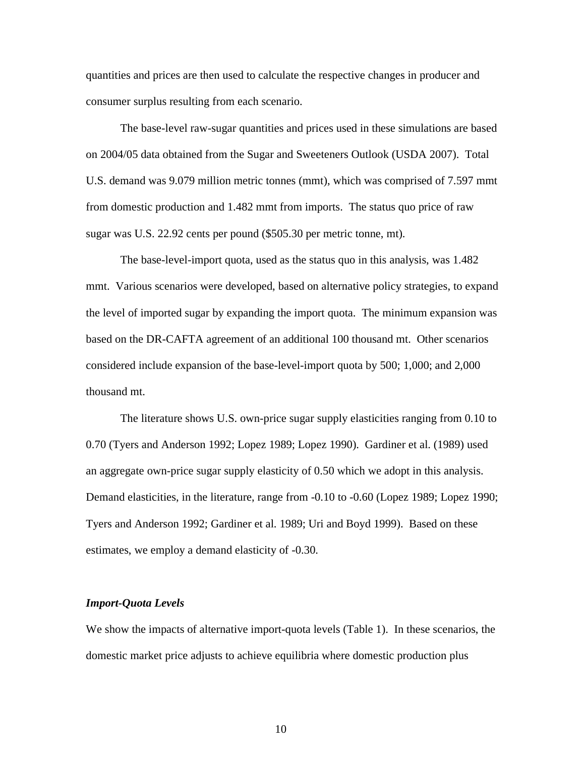quantities and prices are then used to calculate the respective changes in producer and consumer surplus resulting from each scenario.

The base-level raw-sugar quantities and prices used in these simulations are based on 2004/05 data obtained from the Sugar and Sweeteners Outlook (USDA 2007). Total U.S. demand was 9.079 million metric tonnes (mmt), which was comprised of 7.597 mmt from domestic production and 1.482 mmt from imports. The status quo price of raw sugar was U.S. 22.92 cents per pound ($505.30 per metric tonne, mt).

The base-level-import quota, used as the status quo in this analysis, was 1.482 mmt. Various scenarios were developed, based on alternative policy strategies, to expand the level of imported sugar by expanding the import quota. The minimum expansion was based on the DR-CAFTA agreement of an additional 100 thousand mt. Other scenarios considered include expansion of the base-level-import quota by 500; 1,000; and 2,000 thousand mt.

The literature shows U.S. own-price sugar supply elasticities ranging from 0.10 to 0.70 (Tyers and Anderson 1992; Lopez 1989; Lopez 1990). Gardiner et al. (1989) used an aggregate own-price sugar supply elasticity of 0.50 which we adopt in this analysis. Demand elasticities, in the literature, range from -0.10 to -0.60 (Lopez 1989; Lopez 1990; Tyers and Anderson 1992; Gardiner et al. 1989; Uri and Boyd 1999). Based on these estimates, we employ a demand elasticity of -0.30.

### *Import-Quota Levels*

We show the impacts of alternative import-quota levels (Table 1). In these scenarios, the domestic market price adjusts to achieve equilibria where domestic production plus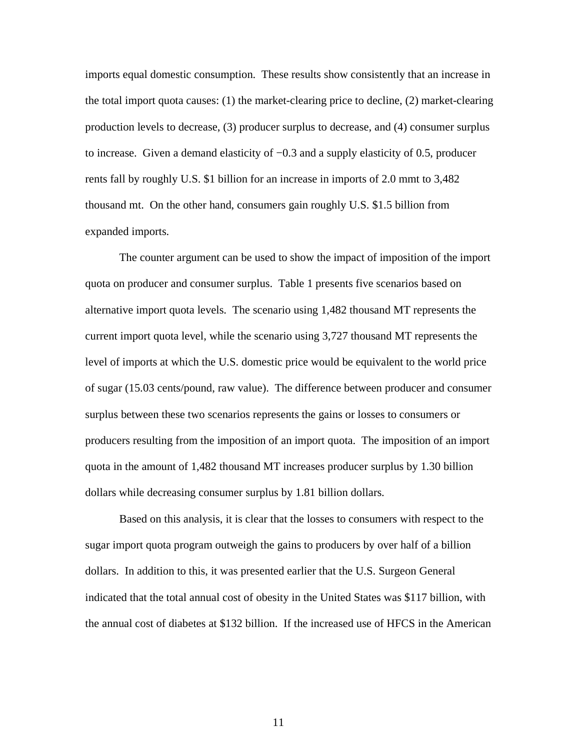imports equal domestic consumption. These results show consistently that an increase in the total import quota causes: (1) the market-clearing price to decline, (2) market-clearing production levels to decrease, (3) producer surplus to decrease, and (4) consumer surplus to increase. Given a demand elasticity of −0.3 and a supply elasticity of 0.5, producer rents fall by roughly U.S. $1 billion for an increase in imports of 2.0 mmt to 3,482 thousand mt. On the other hand, consumers gain roughly U.S. $1.5 billion from expanded imports.

The counter argument can be used to show the impact of imposition of the import quota on producer and consumer surplus. Table 1 presents five scenarios based on alternative import quota levels. The scenario using 1,482 thousand MT represents the current import quota level, while the scenario using 3,727 thousand MT represents the level of imports at which the U.S. domestic price would be equivalent to the world price of sugar (15.03 cents/pound, raw value). The difference between producer and consumer surplus between these two scenarios represents the gains or losses to consumers or producers resulting from the imposition of an import quota. The imposition of an import quota in the amount of 1,482 thousand MT increases producer surplus by 1.30 billion dollars while decreasing consumer surplus by 1.81 billion dollars.

Based on this analysis, it is clear that the losses to consumers with respect to the sugar import quota program outweigh the gains to producers by over half of a billion dollars. In addition to this, it was presented earlier that the U.S. Surgeon General indicated that the total annual cost of obesity in the United States was $117 billion, with the annual cost of diabetes at $132 billion. If the increased use of HFCS in the American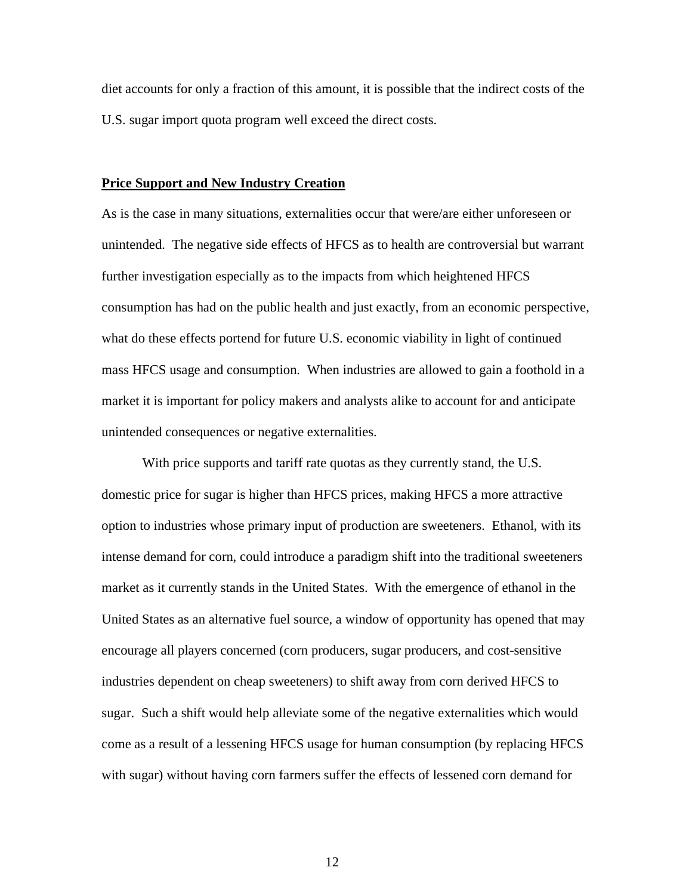diet accounts for only a fraction of this amount, it is possible that the indirect costs of the U.S. sugar import quota program well exceed the direct costs.

**Price Support and New Industry Creation**

As is the case in many situations, externalities occur that were/are either unforeseen or unintended. The negative side effects of HFCS as to health are controversial but warrant further investigation especially as to the impacts from which heightened HFCS consumption has had on the public health and just exactly, from an economic perspective, what do these effects portend for future U.S. economic viability in light of continued mass HFCS usage and consumption. When industries are allowed to gain a foothold in a market it is important for policy makers and analysts alike to account for and anticipate unintended consequences or negative externalities.

With price supports and tariff rate quotas as they currently stand, the U.S. domestic price for sugar is higher than HFCS prices, making HFCS a more attractive option to industries whose primary input of production are sweeteners. Ethanol, with its intense demand for corn, could introduce a paradigm shift into the traditional sweeteners market as it currently stands in the United States. With the emergence of ethanol in the United States as an alternative fuel source, a window of opportunity has opened that may encourage all players concerned (corn producers, sugar producers, and cost-sensitive industries dependent on cheap sweeteners) to shift away from corn derived HFCS to sugar. Such a shift would help alleviate some of the negative externalities which would come as a result of a lessening HFCS usage for human consumption (by replacing HFCS with sugar) without having corn farmers suffer the effects of lessened corn demand for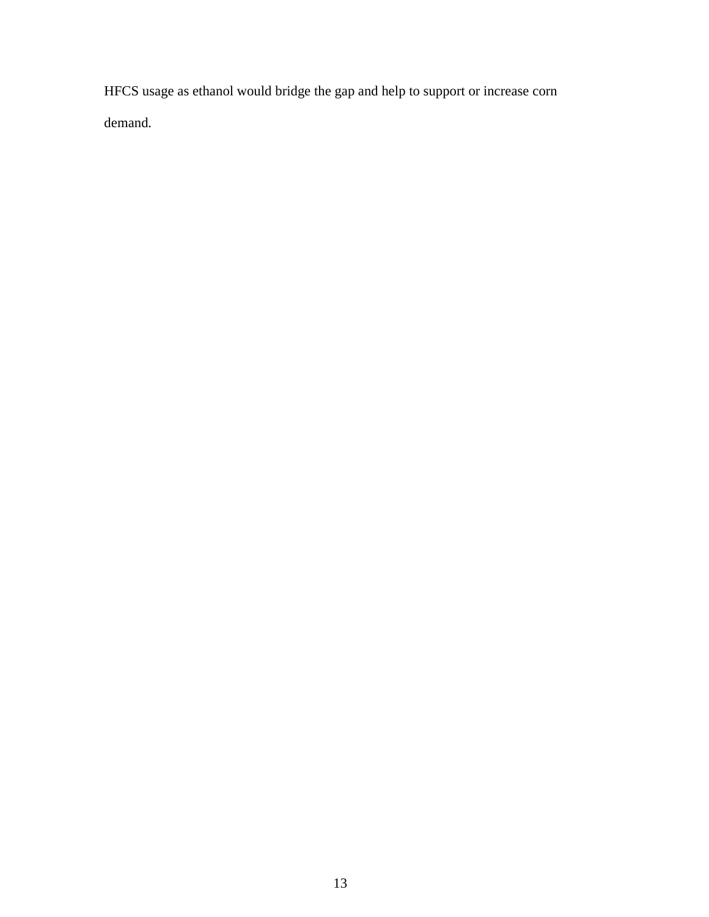HFCS usage as ethanol would bridge the gap and help to support or increase corn demand.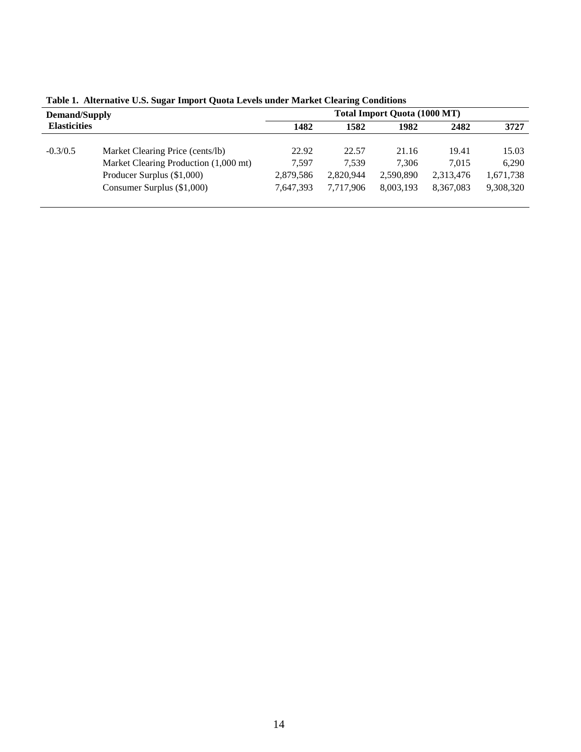**Table 1. Alternative U.S. Sugar Import Quota Levels under Market Clearing Conditions**

| Demand/Supply Elasticities | | Total Import Quota (1000 MT) | | | | |
|---|---|---|---|---|---|---|
| | | 1482 | 1582 | 1982 | 2482 | 3727 |
| -0.3/0.5 | Market Clearing Price (cents/lb) | 22.92 | 22.57 | 21.16 | 19.41 | 15.03 |
| | Market Clearing Production (1,000 mt) | 7,597 | 7,539 | 7,306 | 7,015 | 6,290 |
| | Producer Surplus ($1,000) | 2,879,586 | 2,820,944 | 2,590,890 | 2,313,476 | 1,671,738 |
| | Consumer Surplus ($1,000) | 7,647,393 | 7,717,906 | 8,003,193 | 8,367,083 | 9,308,320 |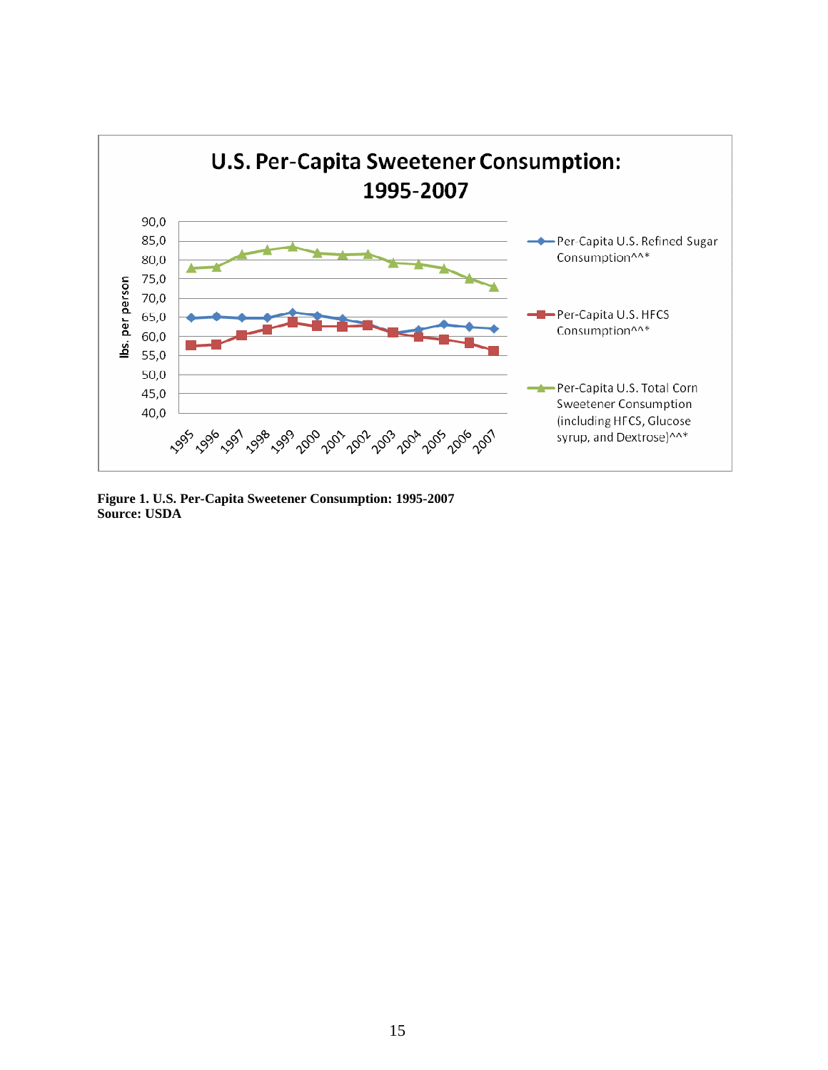**Figure 1. U.S. Per-Capita Sweetener Consumption: 1995-2007**
**Source: USDA**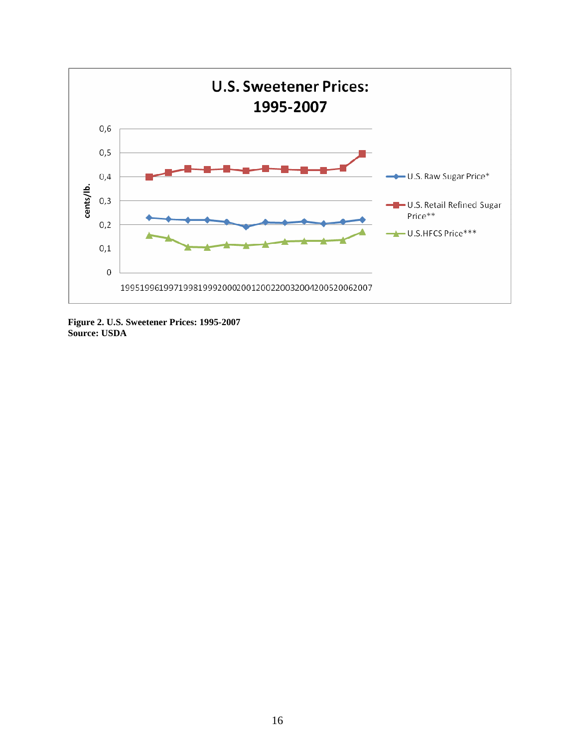**Figure 2. U.S. Sweetener Prices: 1995-2007**
**Source: USDA**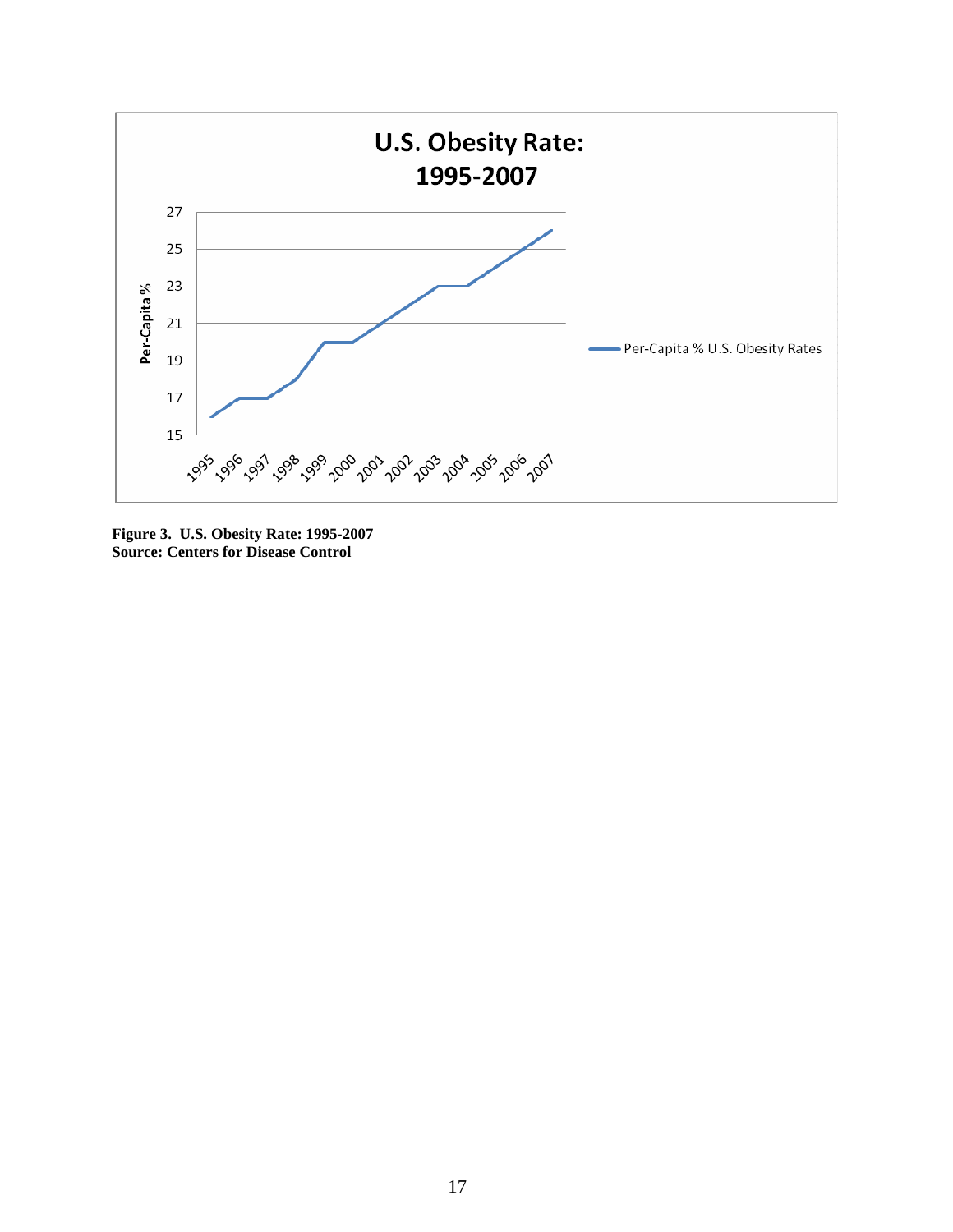**Figure 3. U.S. Obesity Rate: 1995-2007**
**Source: Centers for Disease Control**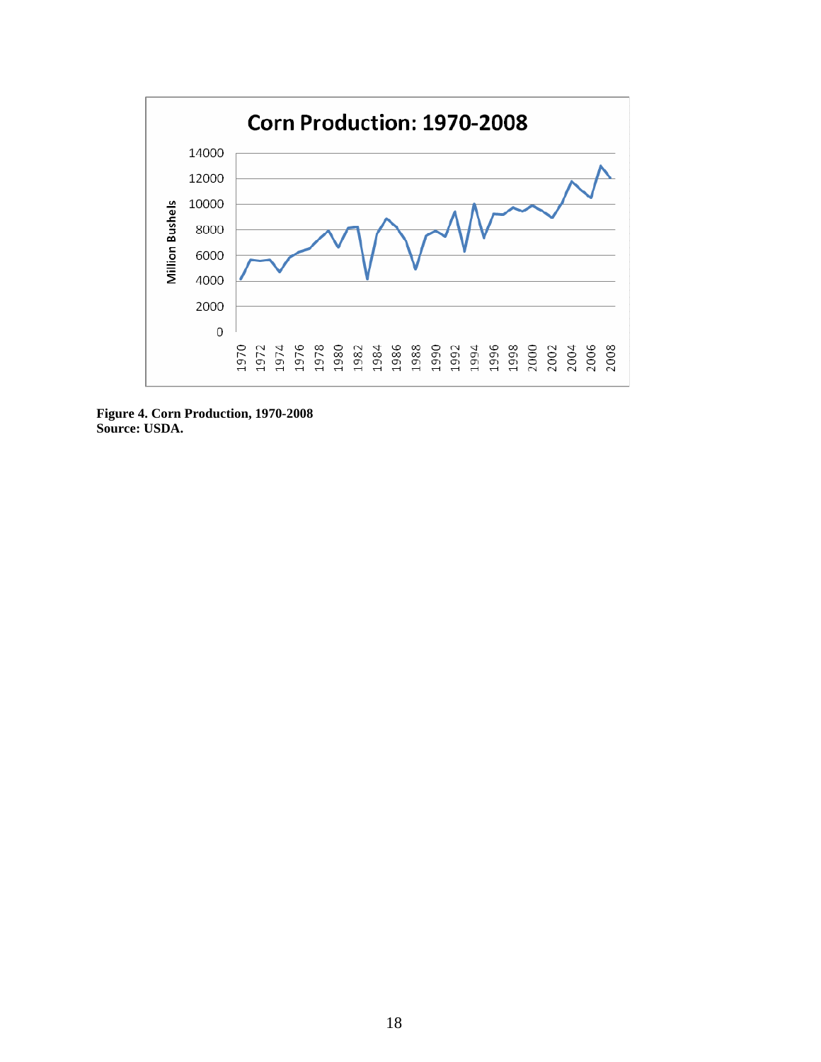**Figure 4. Corn Production, 1970-2008**
**Source: USDA.**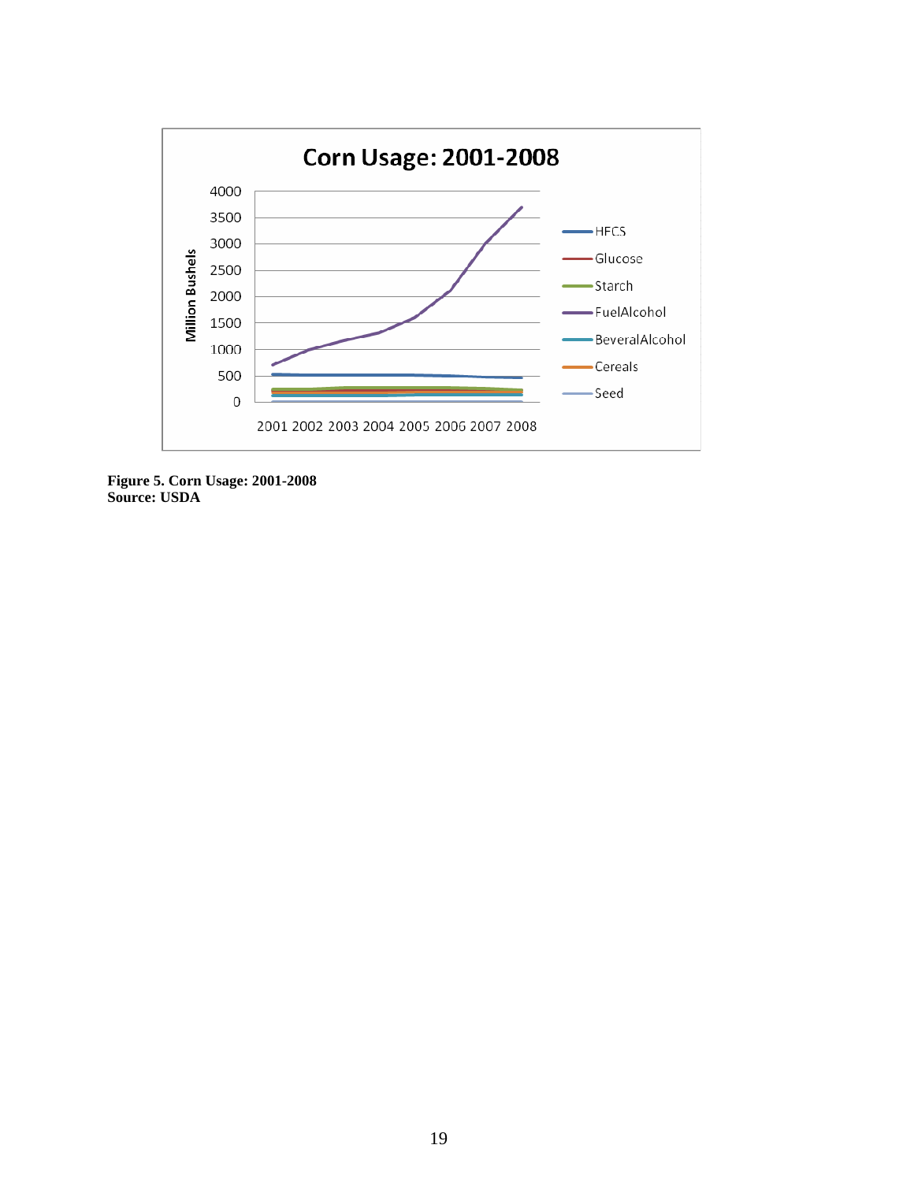**Figure 5. Corn Usage: 2001-2008**
**Source: USDA**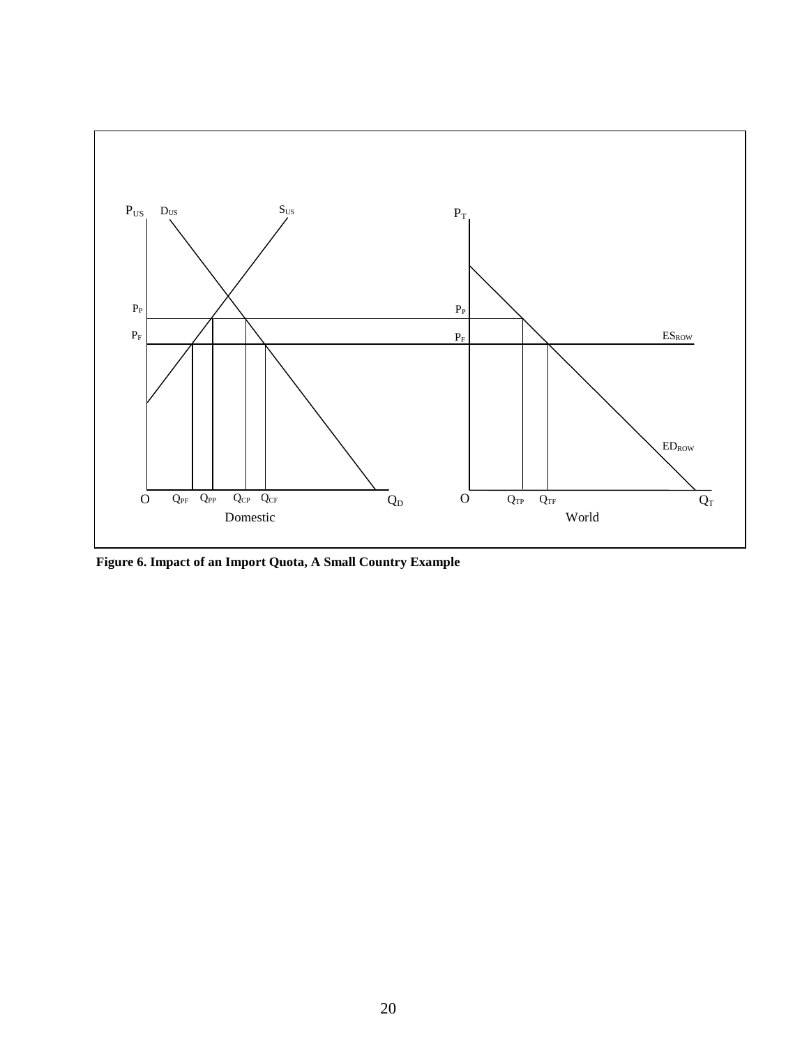**Figure 6. Impact of an Import Quota, A Small Country Example**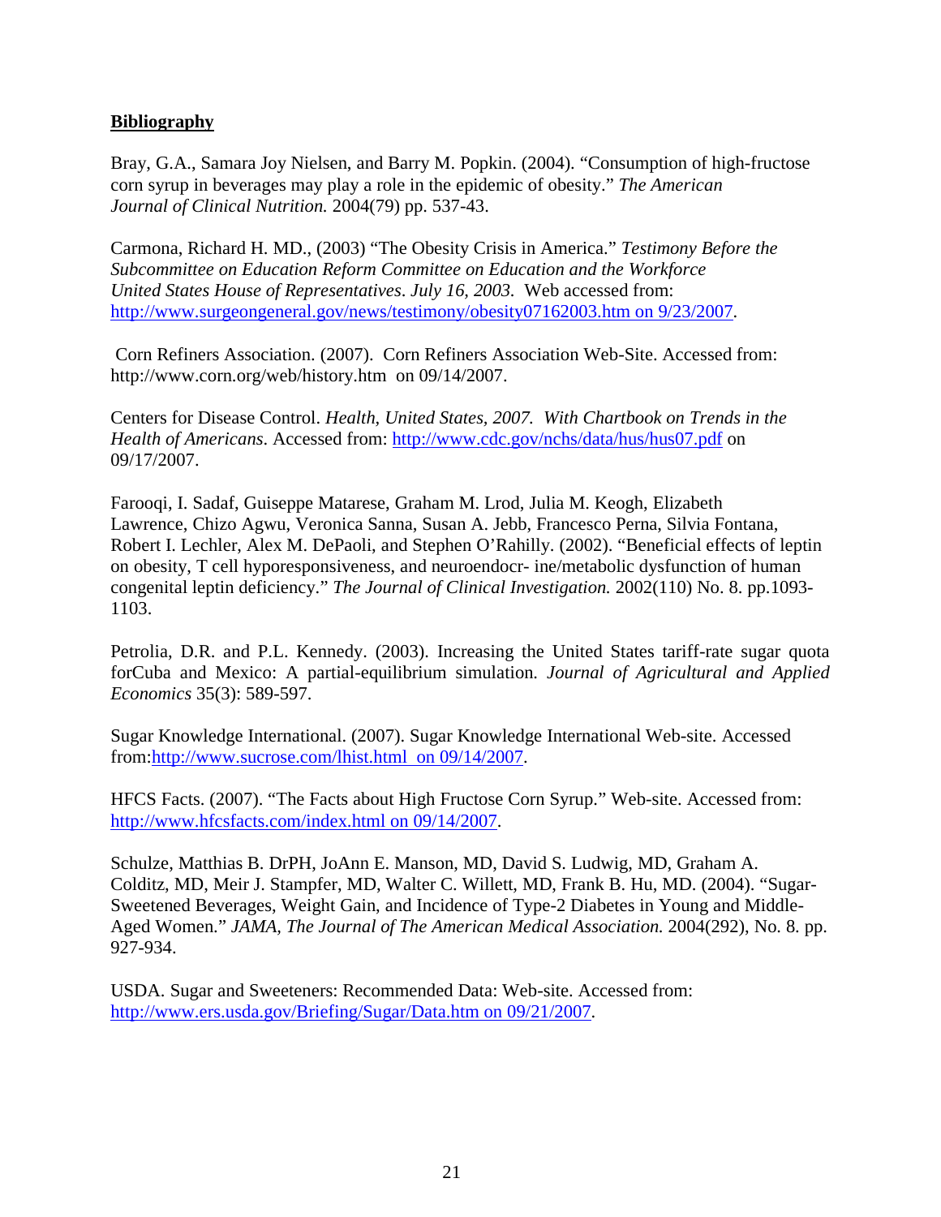**Bibliography**

Bray, G.A., Samara Joy Nielsen, and Barry M. Popkin. (2004). “Consumption of high-fructose corn syrup in beverages may play a role in the epidemic of obesity.” *The American Journal of Clinical Nutrition.* 2004(79) pp. 537-43.

Carmona, Richard H. MD., (2003) “The Obesity Crisis in America.” *Testimony Before the Subcommittee on Education Reform Committee on Education and the Workforce United States House of Representatives. July 16, 2003.* Web accessed from: http://www.surgeongeneral.gov/news/testimony/obesity07162003.htm on 9/23/2007.

Corn Refiners Association. (2007). Corn Refiners Association Web-Site. Accessed from: http://www.corn.org/web/history.htm on 09/14/2007.

Centers for Disease Control. *Health, United States, 2007. With Chartbook on Trends in the Health of Americans.* Accessed from: http://www.cdc.gov/nchs/data/hus/hus07.pdf on 09/17/2007.

Farooqi, I. Sadaf, Guiseppe Matarese, Graham M. Lrod, Julia M. Keogh, Elizabeth Lawrence, Chizo Agwu, Veronica Sanna, Susan A. Jebb, Francesco Perna, Silvia Fontana, Robert I. Lechler, Alex M. DePaoli, and Stephen O’Rahilly. (2002). “Beneficial effects of leptin on obesity, T cell hyporesponsiveness, and neuroendocr- ine/metabolic dysfunction of human congenital leptin deficiency.” *The Journal of Clinical Investigation.* 2002(110) No. 8. pp.1093-1103.

Petrolia, D.R. and P.L. Kennedy. (2003). Increasing the United States tariff-rate sugar quota forCuba and Mexico: A partial-equilibrium simulation. *Journal of Agricultural and Applied Economics* 35(3): 589-597.

Sugar Knowledge International. (2007). Sugar Knowledge International Web-site. Accessed from:http://www.sucrose.com/lhist.html on 09/14/2007.

HFCS Facts. (2007). “The Facts about High Fructose Corn Syrup.” Web-site. Accessed from: http://www.hfcsfacts.com/index.html on 09/14/2007.

Schulze, Matthias B. DrPH, JoAnn E. Manson, MD, David S. Ludwig, MD, Graham A. Colditz, MD, Meir J. Stampfer, MD, Walter C. Willett, MD, Frank B. Hu, MD. (2004). “Sugar-Sweetened Beverages, Weight Gain, and Incidence of Type-2 Diabetes in Young and Middle-Aged Women.” *JAMA, The Journal of The American Medical Association.* 2004(292), No. 8. pp. 927-934.

USDA. Sugar and Sweeteners: Recommended Data: Web-site. Accessed from: http://www.ers.usda.gov/Briefing/Sugar/Data.htm on 09/21/2007.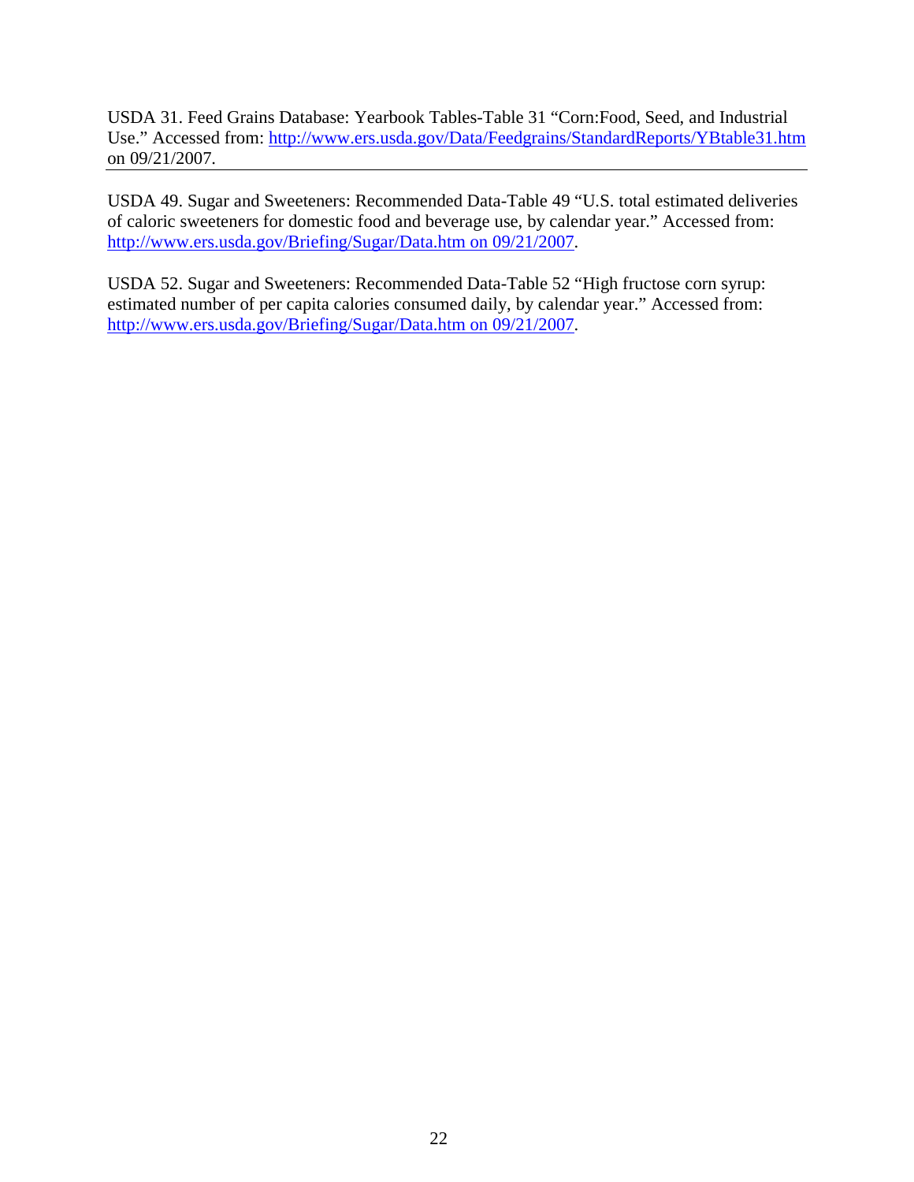USDA 31. Feed Grains Database: Yearbook Tables-Table 31 “Corn:Food, Seed, and Industrial Use.” Accessed from: http://www.ers.usda.gov/Data/Feedgrains/StandardReports/YBtable31.htm on 09/21/2007.

USDA 49. Sugar and Sweeteners: Recommended Data-Table 49 “U.S. total estimated deliveries of caloric sweeteners for domestic food and beverage use, by calendar year.” Accessed from: http://www.ers.usda.gov/Briefing/Sugar/Data.htm on 09/21/2007.

USDA 52. Sugar and Sweeteners: Recommended Data-Table 52 “High fructose corn syrup: estimated number of per capita calories consumed daily, by calendar year.” Accessed from: http://www.ers.usda.gov/Briefing/Sugar/Data.htm on 09/21/2007.